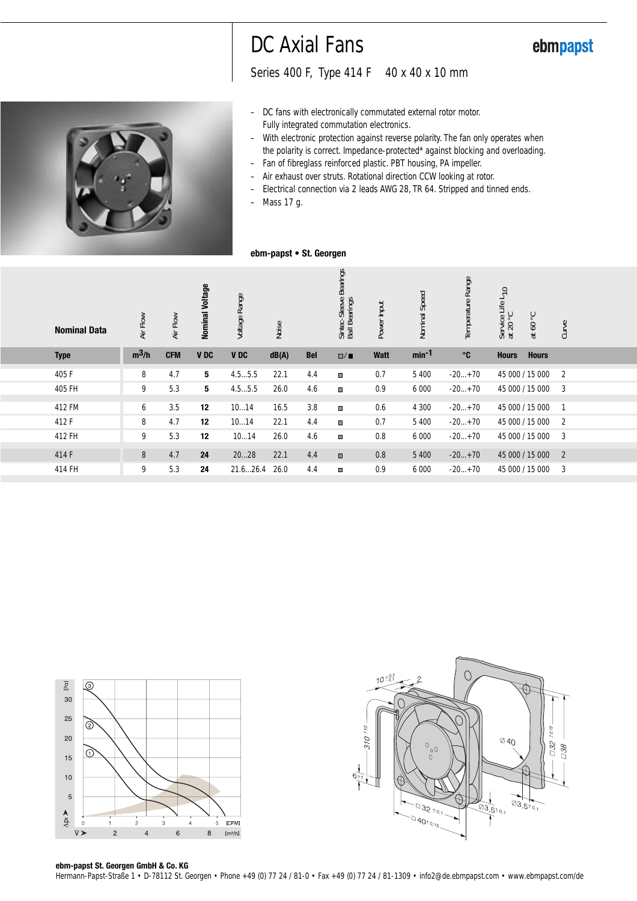# DC Axial Fans

ebmpapst

## Series 400 F, Type 414 F   40 x 40 x 10 mm

- DC fans with electronically commutated external rotor motor. Fully integrated commutation electronics.
- With electronic protection against reverse polarity. The fan only operates when the polarity is correct. Impedance-protected* against blocking and overloading.
- Fan of fibreglass reinforced plastic. PBT housing, PA impeller.
- Air exhaust over struts. Rotational direction CCW looking at rotor.
- Electrical connection via 2 leads AWG 28, TR 64. Stripped and tinned ends.
- Mass 17 g.

**ebm-papst • St. Georgen**

| Nominal Data | Air Flow | Air Flow | Nominal Voltage | Voltage Range | Noise | | Sintec-Sleeve Bearings / Ball Bearings | Power Input | Nominal Speed | Temperature Range | Service Life $L_{10}$ at 20 °C | at 60 °C | Curve |
|---|---|---|---|---|---|---|---|---|---|---|---|---|---|
| **Type** | **m³/h** | **CFM** | **V DC** | **V DC** | **dB(A)** | **Bel** | **□/■** | **Watt** | **min⁻¹** | **°C** | **Hours** | **Hours** | |
| 405 F | 8 | 4.7 | **5** | 4.5...5.5 | 22.1 | 4.4 | □ | 0.7 | 5 400 | -20...+70 | 45 000 | 15 000 | 2 |
| 405 FH | 9 | 5.3 | **5** | 4.5...5.5 | 26.0 | 4.6 | □ | 0.9 | 6 000 | -20...+70 | 45 000 | 15 000 | 3 |
| 412 FM | 6 | 3.5 | **12** | 10...14 | 16.5 | 3.8 | □ | 0.6 | 4 300 | -20...+70 | 45 000 | 15 000 | 1 |
| 412 F | 8 | 4.7 | **12** | 10...14 | 22.1 | 4.4 | □ | 0.7 | 5 400 | -20...+70 | 45 000 | 15 000 | 2 |
| 412 FH | 9 | 5.3 | **12** | 10...14 | 26.0 | 4.6 | □ | 0.8 | 6 000 | -20...+70 | 45 000 | 15 000 | 3 |
| 414 F | 8 | 4.7 | **24** | 20...28 | 22.1 | 4.4 | □ | 0.8 | 5 400 | -20...+70 | 45 000 | 15 000 | 2 |
| 414 FH | 9 | 5.3 | **24** | 21.6...26.4 | 26.0 | 4.4 | □ | 0.9 | 6 000 | -20...+70 | 45 000 | 15 000 | 3 |

**ebm-papst St. Georgen GmbH & Co. KG**
Hermann-Papst-Straße 1 • D-78112 St. Georgen • Phone +49 (0) 77 24 / 81-0 • Fax +49 (0) 77 24 / 81-1309 • info2@de.ebmpapst.com • www.ebmpapst.com/de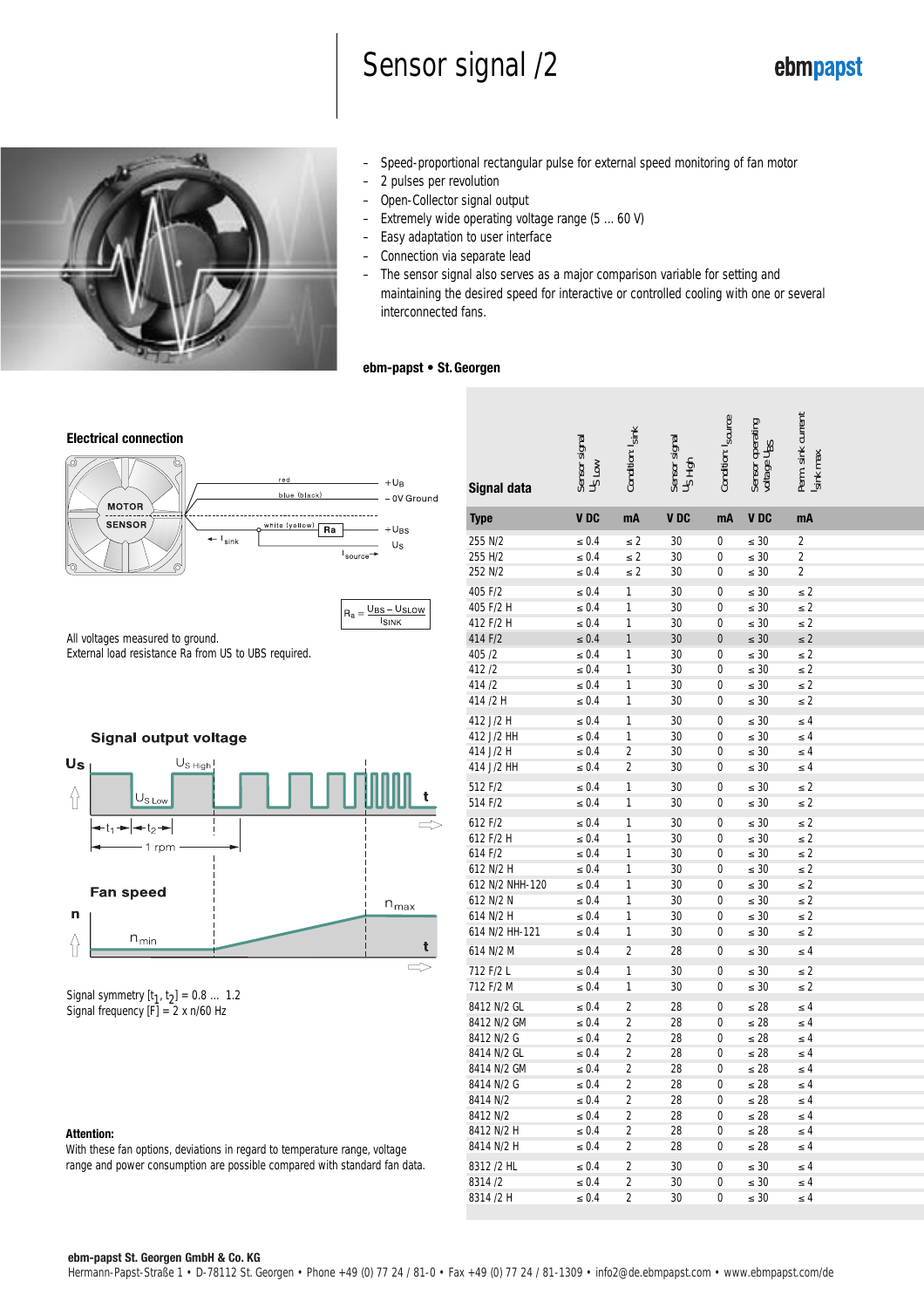# Sensor signal /2

ebmpapst

- Speed-proportional rectangular pulse for external speed monitoring of fan motor
- 2 pulses per revolution
- Open-Collector signal output
- Extremely wide operating voltage range (5 ... 60 V)
- Easy adaptation to user interface
- Connection via separate lead
- The sensor signal also serves as a major comparison variable for setting and maintaining the desired speed for interactive or controlled cooling with one or several interconnected fans.

**ebm-papst • St. Georgen**

### Electrical connection

red — $+U_B$
blue (black) — – 0V Ground
white (yellow) — Ra — $+U_{BS}$
$I_{sink}$ — $U_S$ — $I_{source}$

$$R_a = \frac{U_{BS} - U_{S LOW}}{I_{SINK}}$$

All voltages measured to ground.
External load resistance Ra from US to UBS required.

### Signal output voltage

$U_S$, $U_{S\,High}$, $U_{S\,Low}$, $t_1$, $t_2$, 1 rpm, t

### Fan speed

n, $n_{min}$, $n_{max}$, t

Signal symmetry $[t_1, t_2]$ = 0.8 ... 1.2
Signal frequency [F] = 2 x n/60 Hz

**Attention:**
With these fan options, deviations in regard to temperature range, voltage range and power consumption are possible compared with standard fan data.

### Signal data

| Type | Sensor signal $U_S$ Low | Condition: $I_{sink}$ | Sensor signal $U_S$ High | Condition: $I_{source}$ | Sensor operating voltage $U_{BS}$ | Perm. sink current $I_{sink\,max}$ |
|---|---|---|---|---|---|---|
| | V DC | mA | V DC | mA | V DC | mA |
| 255 N/2 | ≤ 0.4 | ≤ 2 | 30 | 0 | ≤ 30 | 2 |
| 255 H/2 | ≤ 0.4 | ≤ 2 | 30 | 0 | ≤ 30 | 2 |
| 252 N/2 | ≤ 0.4 | ≤ 2 | 30 | 0 | ≤ 30 | 2 |
| 405 F/2 | ≤ 0.4 | 1 | 30 | 0 | ≤ 30 | ≤ 2 |
| 405 F/2 H | ≤ 0.4 | 1 | 30 | 0 | ≤ 30 | ≤ 2 |
| 412 F/2 H | ≤ 0.4 | 1 | 30 | 0 | ≤ 30 | ≤ 2 |
| 414 F/2 | ≤ 0.4 | 1 | 30 | 0 | ≤ 30 | ≤ 2 |
| 405 /2 | ≤ 0.4 | 1 | 30 | 0 | ≤ 30 | ≤ 2 |
| 412 /2 | ≤ 0.4 | 1 | 30 | 0 | ≤ 30 | ≤ 2 |
| 414 /2 | ≤ 0.4 | 1 | 30 | 0 | ≤ 30 | ≤ 2 |
| 414 /2 H | ≤ 0.4 | 1 | 30 | 0 | ≤ 30 | ≤ 2 |
| 412 J/2 H | ≤ 0.4 | 1 | 30 | 0 | ≤ 30 | ≤ 4 |
| 412 J/2 HH | ≤ 0.4 | 1 | 30 | 0 | ≤ 30 | ≤ 4 |
| 414 J/2 H | ≤ 0.4 | 2 | 30 | 0 | ≤ 30 | ≤ 4 |
| 414 J/2 HH | ≤ 0.4 | 2 | 30 | 0 | ≤ 30 | ≤ 4 |
| 512 F/2 | ≤ 0.4 | 1 | 30 | 0 | ≤ 30 | ≤ 2 |
| 514 F/2 | ≤ 0.4 | 1 | 30 | 0 | ≤ 30 | ≤ 2 |
| 612 F/2 | ≤ 0.4 | 1 | 30 | 0 | ≤ 30 | ≤ 2 |
| 612 F/2 H | ≤ 0.4 | 1 | 30 | 0 | ≤ 30 | ≤ 2 |
| 614 F/2 | ≤ 0.4 | 1 | 30 | 0 | ≤ 30 | ≤ 2 |
| 612 N/2 H | ≤ 0.4 | 1 | 30 | 0 | ≤ 30 | ≤ 2 |
| 612 N/2 NHH-120 | ≤ 0.4 | 1 | 30 | 0 | ≤ 30 | ≤ 2 |
| 612 N/2 N | ≤ 0.4 | 1 | 30 | 0 | ≤ 30 | ≤ 2 |
| 614 N/2 H | ≤ 0.4 | 1 | 30 | 0 | ≤ 30 | ≤ 2 |
| 614 N/2 HH-121 | ≤ 0.4 | 1 | 30 | 0 | ≤ 30 | ≤ 2 |
| 614 N/2 M | ≤ 0.4 | 2 | 28 | 0 | ≤ 30 | ≤ 4 |
| 712 F/2 L | ≤ 0.4 | 1 | 30 | 0 | ≤ 30 | ≤ 2 |
| 712 F/2 M | ≤ 0.4 | 1 | 30 | 0 | ≤ 30 | ≤ 2 |
| 8412 N/2 GL | ≤ 0.4 | 2 | 28 | 0 | ≤ 28 | ≤ 4 |
| 8412 N/2 GM | ≤ 0.4 | 2 | 28 | 0 | ≤ 28 | ≤ 4 |
| 8412 N/2 G | ≤ 0.4 | 2 | 28 | 0 | ≤ 28 | ≤ 4 |
| 8414 N/2 GL | ≤ 0.4 | 2 | 28 | 0 | ≤ 28 | ≤ 4 |
| 8414 N/2 GM | ≤ 0.4 | 2 | 28 | 0 | ≤ 28 | ≤ 4 |
| 8414 N/2 G | ≤ 0.4 | 2 | 28 | 0 | ≤ 28 | ≤ 4 |
| 8414 N/2 | ≤ 0.4 | 2 | 28 | 0 | ≤ 28 | ≤ 4 |
| 8412 N/2 | ≤ 0.4 | 2 | 28 | 0 | ≤ 28 | ≤ 4 |
| 8412 N/2 H | ≤ 0.4 | 2 | 28 | 0 | ≤ 28 | ≤ 4 |
| 8414 N/2 H | ≤ 0.4 | 2 | 28 | 0 | ≤ 28 | ≤ 4 |
| 8312 /2 HL | ≤ 0.4 | 2 | 30 | 0 | ≤ 30 | ≤ 4 |
| 8314 /2 | ≤ 0.4 | 2 | 30 | 0 | ≤ 30 | ≤ 4 |
| 8314 /2 H | ≤ 0.4 | 2 | 30 | 0 | ≤ 30 | ≤ 4 |

**ebm-papst St. Georgen GmbH & Co. KG**
Hermann-Papst-Straße 1 • D-78112 St. Georgen • Phone +49 (0) 77 24 / 81-0 • Fax +49 (0) 77 24 / 81-1309 • info2@de.ebmpapst.com • www.ebmpapst.com/de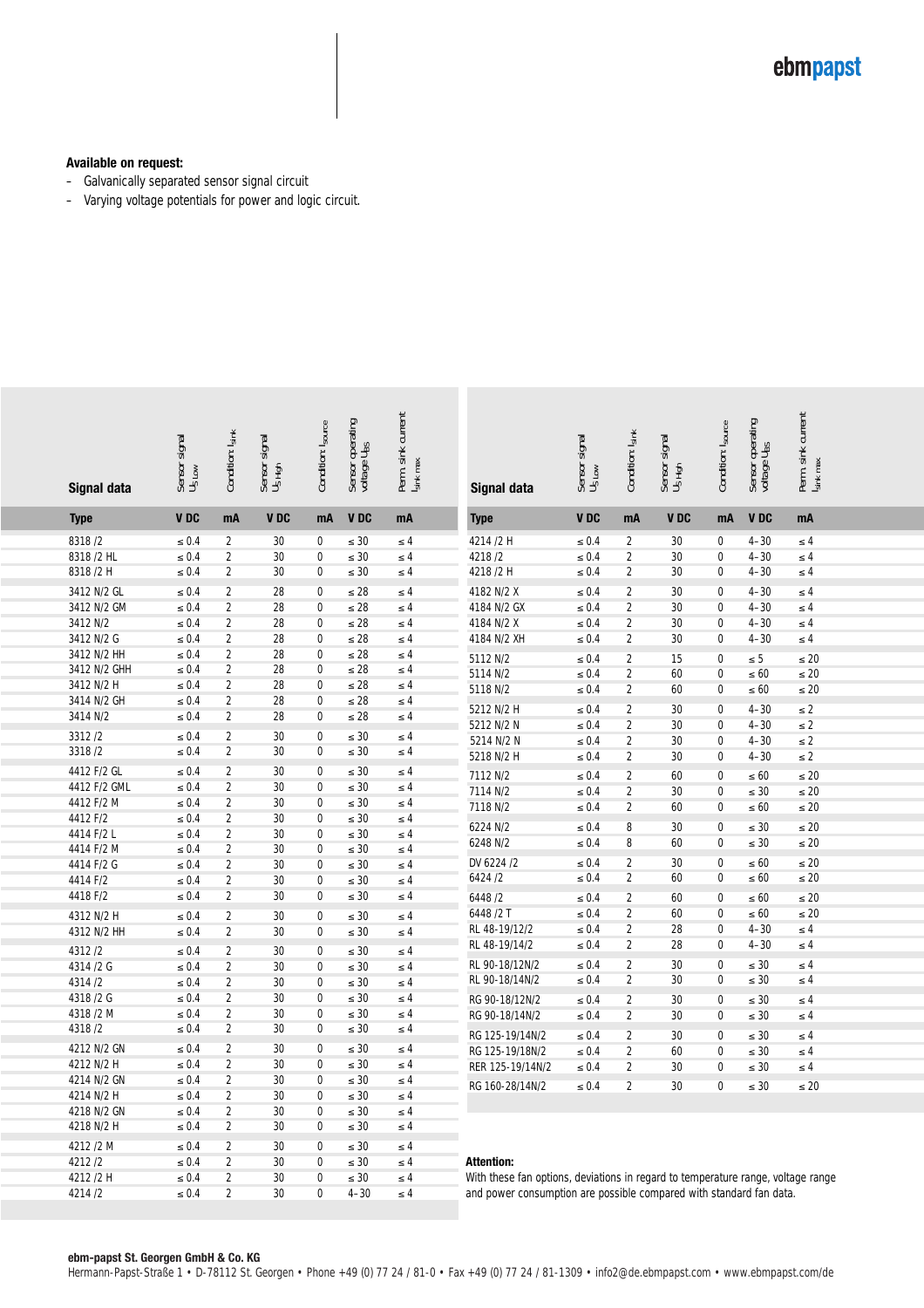**Available on request:**

- Galvanically separated sensor signal circuit
- Varying voltage potentials for power and logic circuit.

| Signal data | Sensor signal $U_{S\,Low}$ | Condition: $I_{sink}$ | Sensor signal $U_{S\,High}$ | Condition: $I_{source}$ | Sensor operating voltage $U_{BS}$ | Perm. sink current $I_{sink\,max}$ |
|---|---|---|---|---|---|---|
| **Type** | **V DC** | **mA** | **V DC** | **mA** | **V DC** | **mA** |
| 8318 /2 | ≤ 0.4 | 2 | 30 | 0 | ≤ 30 | ≤ 4 |
| 8318 /2 HL | ≤ 0.4 | 2 | 30 | 0 | ≤ 30 | ≤ 4 |
| 8318 /2 H | ≤ 0.4 | 2 | 30 | 0 | ≤ 30 | ≤ 4 |
| 3412 N/2 GL | ≤ 0.4 | 2 | 28 | 0 | ≤ 28 | ≤ 4 |
| 3412 N/2 GM | ≤ 0.4 | 2 | 28 | 0 | ≤ 28 | ≤ 4 |
| 3412 N/2 | ≤ 0.4 | 2 | 28 | 0 | ≤ 28 | ≤ 4 |
| 3412 N/2 G | ≤ 0.4 | 2 | 28 | 0 | ≤ 28 | ≤ 4 |
| 3412 N/2 HH | ≤ 0.4 | 2 | 28 | 0 | ≤ 28 | ≤ 4 |
| 3412 N/2 GHH | ≤ 0.4 | 2 | 28 | 0 | ≤ 28 | ≤ 4 |
| 3412 N/2 H | ≤ 0.4 | 2 | 28 | 0 | ≤ 28 | ≤ 4 |
| 3414 N/2 GH | ≤ 0.4 | 2 | 28 | 0 | ≤ 28 | ≤ 4 |
| 3414 N/2 | ≤ 0.4 | 2 | 28 | 0 | ≤ 28 | ≤ 4 |
| 3312 /2 | ≤ 0.4 | 2 | 30 | 0 | ≤ 30 | ≤ 4 |
| 3318 /2 | ≤ 0.4 | 2 | 30 | 0 | ≤ 30 | ≤ 4 |
| 4412 F/2 GL | ≤ 0.4 | 2 | 30 | 0 | ≤ 30 | ≤ 4 |
| 4412 F/2 GML | ≤ 0.4 | 2 | 30 | 0 | ≤ 30 | ≤ 4 |
| 4412 F/2 M | ≤ 0.4 | 2 | 30 | 0 | ≤ 30 | ≤ 4 |
| 4412 F/2 | ≤ 0.4 | 2 | 30 | 0 | ≤ 30 | ≤ 4 |
| 4414 F/2 L | ≤ 0.4 | 2 | 30 | 0 | ≤ 30 | ≤ 4 |
| 4414 F/2 M | ≤ 0.4 | 2 | 30 | 0 | ≤ 30 | ≤ 4 |
| 4414 F/2 G | ≤ 0.4 | 2 | 30 | 0 | ≤ 30 | ≤ 4 |
| 4414 F/2 | ≤ 0.4 | 2 | 30 | 0 | ≤ 30 | ≤ 4 |
| 4418 F/2 | ≤ 0.4 | 2 | 30 | 0 | ≤ 30 | ≤ 4 |
| 4312 N/2 H | ≤ 0.4 | 2 | 30 | 0 | ≤ 30 | ≤ 4 |
| 4312 N/2 HH | ≤ 0.4 | 2 | 30 | 0 | ≤ 30 | ≤ 4 |
| 4312 /2 | ≤ 0.4 | 2 | 30 | 0 | ≤ 30 | ≤ 4 |
| 4314 /2 G | ≤ 0.4 | 2 | 30 | 0 | ≤ 30 | ≤ 4 |
| 4314 /2 | ≤ 0.4 | 2 | 30 | 0 | ≤ 30 | ≤ 4 |
| 4318 /2 G | ≤ 0.4 | 2 | 30 | 0 | ≤ 30 | ≤ 4 |
| 4318 /2 M | ≤ 0.4 | 2 | 30 | 0 | ≤ 30 | ≤ 4 |
| 4318 /2 | ≤ 0.4 | 2 | 30 | 0 | ≤ 30 | ≤ 4 |
| 4212 N/2 GN | ≤ 0.4 | 2 | 30 | 0 | ≤ 30 | ≤ 4 |
| 4212 N/2 H | ≤ 0.4 | 2 | 30 | 0 | ≤ 30 | ≤ 4 |
| 4214 N/2 GN | ≤ 0.4 | 2 | 30 | 0 | ≤ 30 | ≤ 4 |
| 4214 N/2 H | ≤ 0.4 | 2 | 30 | 0 | ≤ 30 | ≤ 4 |
| 4218 N/2 GN | ≤ 0.4 | 2 | 30 | 0 | ≤ 30 | ≤ 4 |
| 4218 N/2 H | ≤ 0.4 | 2 | 30 | 0 | ≤ 30 | ≤ 4 |
| 4212 /2 M | ≤ 0.4 | 2 | 30 | 0 | ≤ 30 | ≤ 4 |
| 4212 /2 | ≤ 0.4 | 2 | 30 | 0 | ≤ 30 | ≤ 4 |
| 4212 /2 H | ≤ 0.4 | 2 | 30 | 0 | ≤ 30 | ≤ 4 |
| 4214 /2 | ≤ 0.4 | 2 | 30 | 0 | 4–30 | ≤ 4 |

| Signal data | Sensor signal $U_{S\,Low}$ | Condition: $I_{sink}$ | Sensor signal $U_{S\,High}$ | Condition: $I_{source}$ | Sensor operating voltage $U_{BS}$ | Perm. sink current $I_{sink\,max}$ |
|---|---|---|---|---|---|---|
| **Type** | **V DC** | **mA** | **V DC** | **mA** | **V DC** | **mA** |
| 4214 /2 H | ≤ 0.4 | 2 | 30 | 0 | 4–30 | ≤ 4 |
| 4218 /2 | ≤ 0.4 | 2 | 30 | 0 | 4–30 | ≤ 4 |
| 4218 /2 H | ≤ 0.4 | 2 | 30 | 0 | 4–30 | ≤ 4 |
| 4182 N/2 X | ≤ 0.4 | 2 | 30 | 0 | 4–30 | ≤ 4 |
| 4184 N/2 GX | ≤ 0.4 | 2 | 30 | 0 | 4–30 | ≤ 4 |
| 4184 N/2 X | ≤ 0.4 | 2 | 30 | 0 | 4–30 | ≤ 4 |
| 4184 N/2 XH | ≤ 0.4 | 2 | 30 | 0 | 4–30 | ≤ 4 |
| 5112 N/2 | ≤ 0.4 | 2 | 15 | 0 | ≤ 5 | ≤ 20 |
| 5114 N/2 | ≤ 0.4 | 2 | 60 | 0 | ≤ 60 | ≤ 20 |
| 5118 N/2 | ≤ 0.4 | 2 | 60 | 0 | ≤ 60 | ≤ 20 |
| 5212 N/2 H | ≤ 0.4 | 2 | 30 | 0 | 4–30 | ≤ 2 |
| 5212 N/2 N | ≤ 0.4 | 2 | 30 | 0 | 4–30 | ≤ 2 |
| 5214 N/2 N | ≤ 0.4 | 2 | 30 | 0 | 4–30 | ≤ 2 |
| 5218 N/2 H | ≤ 0.4 | 2 | 30 | 0 | 4–30 | ≤ 2 |
| 7112 N/2 | ≤ 0.4 | 2 | 60 | 0 | ≤ 60 | ≤ 20 |
| 7114 N/2 | ≤ 0.4 | 2 | 30 | 0 | ≤ 30 | ≤ 20 |
| 7118 N/2 | ≤ 0.4 | 2 | 60 | 0 | ≤ 60 | ≤ 20 |
| 6224 N/2 | ≤ 0.4 | 8 | 30 | 0 | ≤ 30 | ≤ 20 |
| 6248 N/2 | ≤ 0.4 | 8 | 60 | 0 | ≤ 30 | ≤ 20 |
| DV 6224 /2 | ≤ 0.4 | 2 | 30 | 0 | ≤ 60 | ≤ 20 |
| 6424 /2 | ≤ 0.4 | 2 | 60 | 0 | ≤ 60 | ≤ 20 |
| 6448 /2 | ≤ 0.4 | 2 | 60 | 0 | ≤ 60 | ≤ 20 |
| 6448 /2 T | ≤ 0.4 | 2 | 60 | 0 | ≤ 60 | ≤ 20 |
| RL 48-19/12/2 | ≤ 0.4 | 2 | 28 | 0 | 4–30 | ≤ 4 |
| RL 48-19/14/2 | ≤ 0.4 | 2 | 28 | 0 | 4–30 | ≤ 4 |
| RL 90-18/12N/2 | ≤ 0.4 | 2 | 30 | 0 | ≤ 30 | ≤ 4 |
| RL 90-18/14N/2 | ≤ 0.4 | 2 | 30 | 0 | ≤ 30 | ≤ 4 |
| RG 90-18/12N/2 | ≤ 0.4 | 2 | 30 | 0 | ≤ 30 | ≤ 4 |
| RG 90-18/14N/2 | ≤ 0.4 | 2 | 30 | 0 | ≤ 30 | ≤ 4 |
| RG 125-19/14N/2 | ≤ 0.4 | 2 | 30 | 0 | ≤ 30 | ≤ 4 |
| RG 125-19/18N/2 | ≤ 0.4 | 2 | 60 | 0 | ≤ 30 | ≤ 4 |
| RER 125-19/14N/2 | ≤ 0.4 | 2 | 30 | 0 | ≤ 30 | ≤ 4 |
| RG 160-28/14N/2 | ≤ 0.4 | 2 | 30 | 0 | ≤ 30 | ≤ 20 |

**Attention:**
With these fan options, deviations in regard to temperature range, voltage range and power consumption are possible compared with standard fan data.

**ebm-papst St. Georgen GmbH & Co. KG**
Hermann-Papst-Straße 1 • D-78112 St. Georgen • Phone +49 (0) 77 24 / 81-0 • Fax +49 (0) 77 24 / 81-1309 • info2@de.ebmpapst.com • www.ebmpapst.com/de